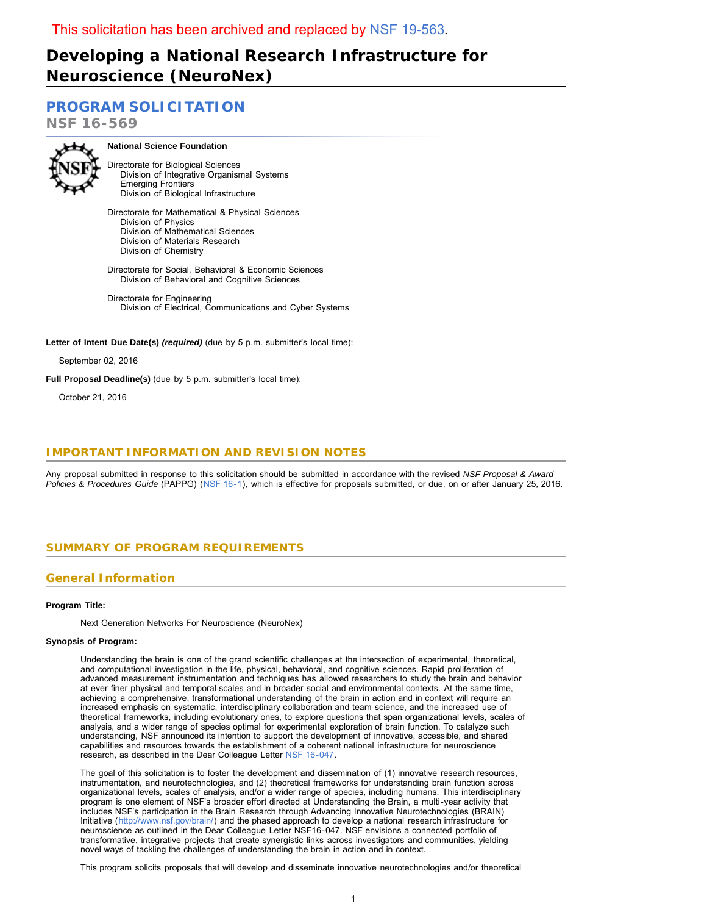This solicitation has been archived and replaced by NSF 19-563.

# Developing a National Research Infrastructure for Neuroscience (NeuroNex)

## PROGRAM SOLICITATION

NSF 16-569

**National Science Foundation**

Directorate for Biological Sciences
Division of Integrative Organismal Systems
Emerging Frontiers
Division of Biological Infrastructure

Directorate for Mathematical & Physical Sciences
Division of Physics
Division of Mathematical Sciences
Division of Materials Research
Division of Chemistry

Directorate for Social, Behavioral & Economic Sciences
Division of Behavioral and Cognitive Sciences

Directorate for Engineering
Division of Electrical, Communications and Cyber Systems

**Letter of Intent Due Date(s)** ***(required)*** (due by 5 p.m. submitter's local time):

September 02, 2016

**Full Proposal Deadline(s)** (due by 5 p.m. submitter's local time):

October 21, 2016

## IMPORTANT INFORMATION AND REVISION NOTES

Any proposal submitted in response to this solicitation should be submitted in accordance with the revised *NSF Proposal & Award Policies & Procedures Guide* (PAPPG) (NSF 16-1), which is effective for proposals submitted, or due, on or after January 25, 2016.

## SUMMARY OF PROGRAM REQUIREMENTS

### General Information

**Program Title:**

Next Generation Networks For Neuroscience (NeuroNex)

**Synopsis of Program:**

Understanding the brain is one of the grand scientific challenges at the intersection of experimental, theoretical, and computational investigation in the life, physical, behavioral, and cognitive sciences. Rapid proliferation of advanced measurement instrumentation and techniques has allowed researchers to study the brain and behavior at ever finer physical and temporal scales and in broader social and environmental contexts. At the same time, achieving a comprehensive, transformational understanding of the brain in action and in context will require an increased emphasis on systematic, interdisciplinary collaboration and team science, and the increased use of theoretical frameworks, including evolutionary ones, to explore questions that span organizational levels, scales of analysis, and a wider range of species optimal for experimental exploration of brain function. To catalyze such understanding, NSF announced its intention to support the development of innovative, accessible, and shared capabilities and resources towards the establishment of a coherent national infrastructure for neuroscience research, as described in the Dear Colleague Letter NSF 16-047.

The goal of this solicitation is to foster the development and dissemination of (1) innovative research resources, instrumentation, and neurotechnologies, and (2) theoretical frameworks for understanding brain function across organizational levels, scales of analysis, and/or a wider range of species, including humans. This interdisciplinary program is one element of NSF's broader effort directed at Understanding the Brain, a multi-year activity that includes NSF's participation in the Brain Research through Advancing Innovative Neurotechnologies (BRAIN) Initiative (http://www.nsf.gov/brain/) and the phased approach to develop a national research infrastructure for neuroscience as outlined in the Dear Colleague Letter NSF16-047. NSF envisions a connected portfolio of transformative, integrative projects that create synergistic links across investigators and communities, yielding novel ways of tackling the challenges of understanding the brain in action and in context.

This program solicits proposals that will develop and disseminate innovative neurotechnologies and/or theoretical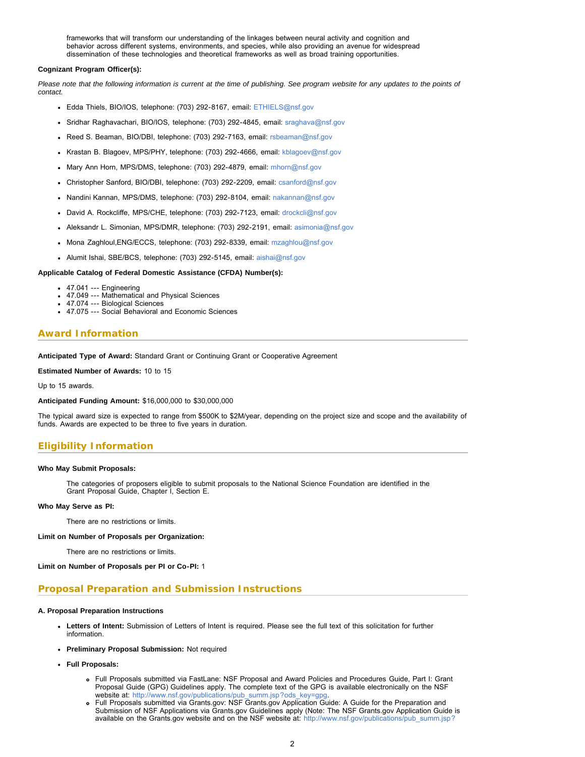frameworks that will transform our understanding of the linkages between neural activity and cognition and behavior across different systems, environments, and species, while also providing an avenue for widespread dissemination of these technologies and theoretical frameworks as well as broad training opportunities.

**Cognizant Program Officer(s):**

*Please note that the following information is current at the time of publishing. See program website for any updates to the points of contact.*

- Edda Thiels, BIO/IOS, telephone: (703) 292-8167, email: ETHIELS@nsf.gov
- Sridhar Raghavachari, BIO/IOS, telephone: (703) 292-4845, email: sraghava@nsf.gov
- Reed S. Beaman, BIO/DBI, telephone: (703) 292-7163, email: rsbeaman@nsf.gov
- Krastan B. Blagoev, MPS/PHY, telephone: (703) 292-4666, email: kblagoev@nsf.gov
- Mary Ann Horn, MPS/DMS, telephone: (703) 292-4879, email: mhorn@nsf.gov
- Christopher Sanford, BIO/DBI, telephone: (703) 292-2209, email: csanford@nsf.gov
- Nandini Kannan, MPS/DMS, telephone: (703) 292-8104, email: nakannan@nsf.gov
- David A. Rockcliffe, MPS/CHE, telephone: (703) 292-7123, email: drockcli@nsf.gov
- Aleksandr L. Simonian, MPS/DMR, telephone: (703) 292-2191, email: asimonia@nsf.gov
- Mona Zaghloul,ENG/ECCS, telephone: (703) 292-8339, email: mzaghlou@nsf.gov
- Alumit Ishai, SBE/BCS, telephone: (703) 292-5145, email: aishai@nsf.gov

**Applicable Catalog of Federal Domestic Assistance (CFDA) Number(s):**

- 47.041 --- Engineering
- 47.049 --- Mathematical and Physical Sciences
- 47.074 --- Biological Sciences
- 47.075 --- Social Behavioral and Economic Sciences

## Award Information

**Anticipated Type of Award:** Standard Grant or Continuing Grant or Cooperative Agreement

**Estimated Number of Awards:** 10 to 15

Up to 15 awards.

**Anticipated Funding Amount:** $16,000,000 to $30,000,000

The typical award size is expected to range from $500K to $2M/year, depending on the project size and scope and the availability of funds. Awards are expected to be three to five years in duration.

## Eligibility Information

**Who May Submit Proposals:**

The categories of proposers eligible to submit proposals to the National Science Foundation are identified in the Grant Proposal Guide, Chapter I, Section E.

**Who May Serve as PI:**

There are no restrictions or limits.

**Limit on Number of Proposals per Organization:**

There are no restrictions or limits.

**Limit on Number of Proposals per PI or Co-PI:** 1

## Proposal Preparation and Submission Instructions

**A. Proposal Preparation Instructions**

- **Letters of Intent:** Submission of Letters of Intent is required. Please see the full text of this solicitation for further information.
- **Preliminary Proposal Submission:** Not required
- **Full Proposals:**
  - Full Proposals submitted via FastLane: NSF Proposal and Award Policies and Procedures Guide, Part I: Grant Proposal Guide (GPG) Guidelines apply. The complete text of the GPG is available electronically on the NSF website at: http://www.nsf.gov/publications/pub_summ.jsp?ods_key=gpg.
  - Full Proposals submitted via Grants.gov: NSF Grants.gov Application Guide: A Guide for the Preparation and Submission of NSF Applications via Grants.gov Guidelines apply (Note: The NSF Grants.gov Application Guide is available on the Grants.gov website and on the NSF website at: http://www.nsf.gov/publications/pub_summ.jsp?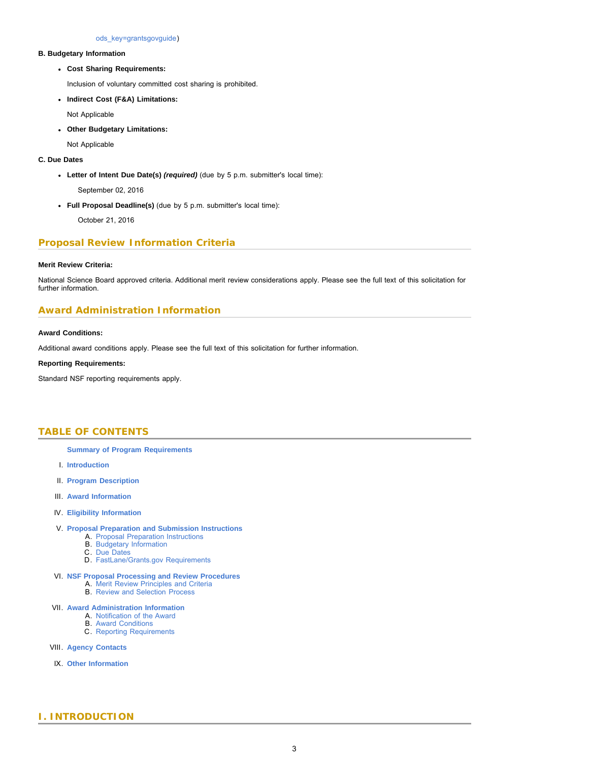ods_key=grantsgovguide)

**B. Budgetary Information**

- **Cost Sharing Requirements:**

  Inclusion of voluntary committed cost sharing is prohibited.

- **Indirect Cost (F&A) Limitations:**

  Not Applicable

- **Other Budgetary Limitations:**

  Not Applicable

**C. Due Dates**

- **Letter of Intent Due Date(s)** ***(required)*** (due by 5 p.m. submitter's local time):

  September 02, 2016

- **Full Proposal Deadline(s)** (due by 5 p.m. submitter's local time):

  October 21, 2016

## Proposal Review Information Criteria

**Merit Review Criteria:**

National Science Board approved criteria. Additional merit review considerations apply. Please see the full text of this solicitation for further information.

## Award Administration Information

**Award Conditions:**

Additional award conditions apply. Please see the full text of this solicitation for further information.

**Reporting Requirements:**

Standard NSF reporting requirements apply.

## TABLE OF CONTENTS

**Summary of Program Requirements**

I. **Introduction**

II. **Program Description**

III. **Award Information**

IV. **Eligibility Information**

V. **Proposal Preparation and Submission Instructions**
   A. Proposal Preparation Instructions
   B. Budgetary Information
   C. Due Dates
   D. FastLane/Grants.gov Requirements

VI. **NSF Proposal Processing and Review Procedures**
   A. Merit Review Principles and Criteria
   B. Review and Selection Process

VII. **Award Administration Information**
   A. Notification of the Award
   B. Award Conditions
   C. Reporting Requirements

VIII. **Agency Contacts**

IX. **Other Information**

## I. INTRODUCTION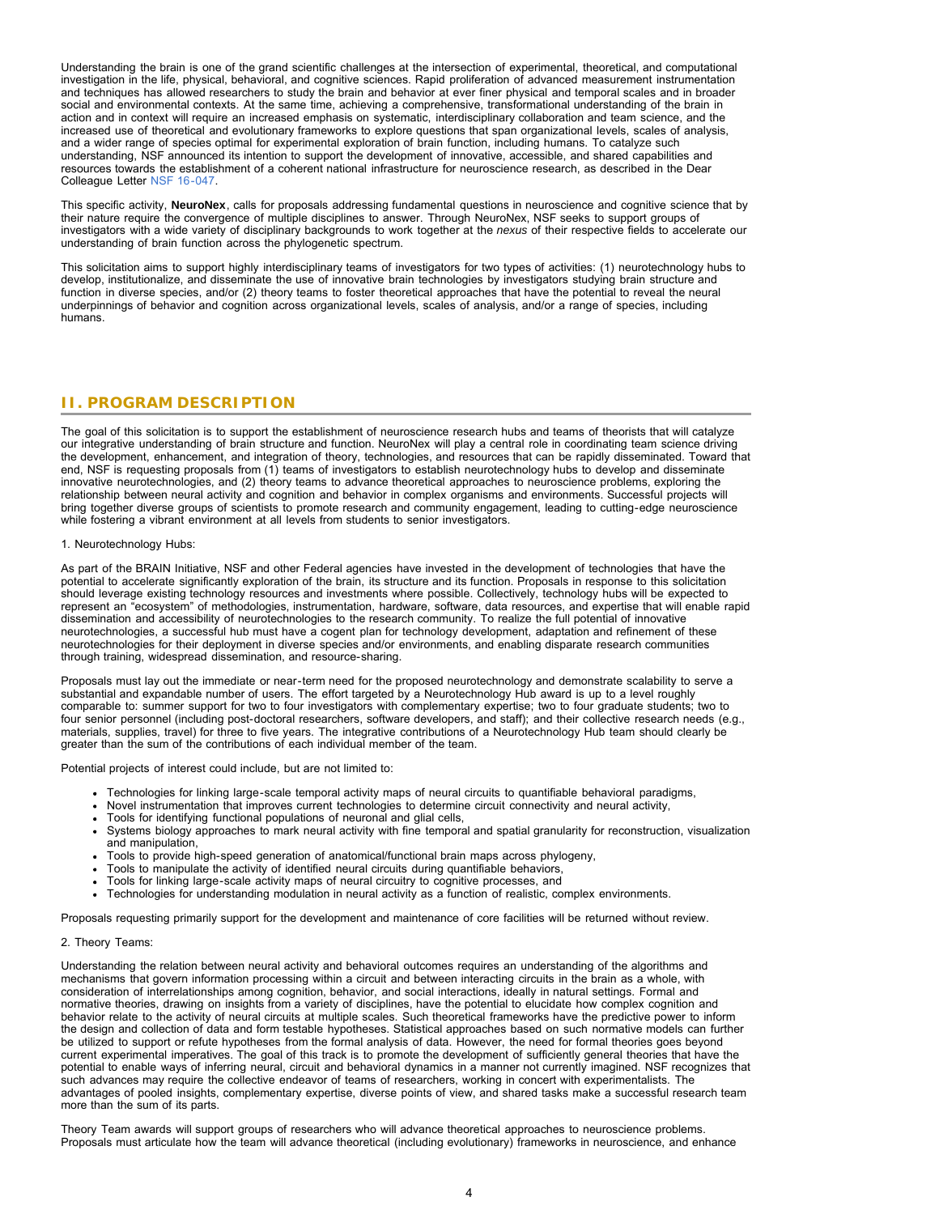Understanding the brain is one of the grand scientific challenges at the intersection of experimental, theoretical, and computational investigation in the life, physical, behavioral, and cognitive sciences. Rapid proliferation of advanced measurement instrumentation and techniques has allowed researchers to study the brain and behavior at ever finer physical and temporal scales and in broader social and environmental contexts. At the same time, achieving a comprehensive, transformational understanding of the brain in action and in context will require an increased emphasis on systematic, interdisciplinary collaboration and team science, and the increased use of theoretical and evolutionary frameworks to explore questions that span organizational levels, scales of analysis, and a wider range of species optimal for experimental exploration of brain function, including humans. To catalyze such understanding, NSF announced its intention to support the development of innovative, accessible, and shared capabilities and resources towards the establishment of a coherent national infrastructure for neuroscience research, as described in the Dear Colleague Letter NSF 16-047.

This specific activity, **NeuroNex**, calls for proposals addressing fundamental questions in neuroscience and cognitive science that by their nature require the convergence of multiple disciplines to answer. Through NeuroNex, NSF seeks to support groups of investigators with a wide variety of disciplinary backgrounds to work together at the *nexus* of their respective fields to accelerate our understanding of brain function across the phylogenetic spectrum.

This solicitation aims to support highly interdisciplinary teams of investigators for two types of activities: (1) neurotechnology hubs to develop, institutionalize, and disseminate the use of innovative brain technologies by investigators studying brain structure and function in diverse species, and/or (2) theory teams to foster theoretical approaches that have the potential to reveal the neural underpinnings of behavior and cognition across organizational levels, scales of analysis, and/or a range of species, including humans.

## II. PROGRAM DESCRIPTION

The goal of this solicitation is to support the establishment of neuroscience research hubs and teams of theorists that will catalyze our integrative understanding of brain structure and function. NeuroNex will play a central role in coordinating team science driving the development, enhancement, and integration of theory, technologies, and resources that can be rapidly disseminated. Toward that end, NSF is requesting proposals from (1) teams of investigators to establish neurotechnology hubs to develop and disseminate innovative neurotechnologies, and (2) theory teams to advance theoretical approaches to neuroscience problems, exploring the relationship between neural activity and cognition and behavior in complex organisms and environments. Successful projects will bring together diverse groups of scientists to promote research and community engagement, leading to cutting-edge neuroscience while fostering a vibrant environment at all levels from students to senior investigators.

1. Neurotechnology Hubs:

As part of the BRAIN Initiative, NSF and other Federal agencies have invested in the development of technologies that have the potential to accelerate significantly exploration of the brain, its structure and its function. Proposals in response to this solicitation should leverage existing technology resources and investments where possible. Collectively, technology hubs will be expected to represent an "ecosystem" of methodologies, instrumentation, hardware, software, data resources, and expertise that will enable rapid dissemination and accessibility of neurotechnologies to the research community. To realize the full potential of innovative neurotechnologies, a successful hub must have a cogent plan for technology development, adaptation and refinement of these neurotechnologies for their deployment in diverse species and/or environments, and enabling disparate research communities through training, widespread dissemination, and resource-sharing.

Proposals must lay out the immediate or near-term need for the proposed neurotechnology and demonstrate scalability to serve a substantial and expandable number of users. The effort targeted by a Neurotechnology Hub award is up to a level roughly comparable to: summer support for two to four investigators with complementary expertise; two to four graduate students; two to four senior personnel (including post-doctoral researchers, software developers, and staff); and their collective research needs (e.g., materials, supplies, travel) for three to five years. The integrative contributions of a Neurotechnology Hub team should clearly be greater than the sum of the contributions of each individual member of the team.

Potential projects of interest could include, but are not limited to:

- Technologies for linking large-scale temporal activity maps of neural circuits to quantifiable behavioral paradigms,
- Novel instrumentation that improves current technologies to determine circuit connectivity and neural activity,
- Tools for identifying functional populations of neuronal and glial cells,
- Systems biology approaches to mark neural activity with fine temporal and spatial granularity for reconstruction, visualization and manipulation,
- Tools to provide high-speed generation of anatomical/functional brain maps across phylogeny,
- Tools to manipulate the activity of identified neural circuits during quantifiable behaviors,
- Tools for linking large-scale activity maps of neural circuitry to cognitive processes, and
- Technologies for understanding modulation in neural activity as a function of realistic, complex environments.

Proposals requesting primarily support for the development and maintenance of core facilities will be returned without review.

2. Theory Teams:

Understanding the relation between neural activity and behavioral outcomes requires an understanding of the algorithms and mechanisms that govern information processing within a circuit and between interacting circuits in the brain as a whole, with consideration of interrelationships among cognition, behavior, and social interactions, ideally in natural settings. Formal and normative theories, drawing on insights from a variety of disciplines, have the potential to elucidate how complex cognition and behavior relate to the activity of neural circuits at multiple scales. Such theoretical frameworks have the predictive power to inform the design and collection of data and form testable hypotheses. Statistical approaches based on such normative models can further be utilized to support or refute hypotheses from the formal analysis of data. However, the need for formal theories goes beyond current experimental imperatives. The goal of this track is to promote the development of sufficiently general theories that have the potential to enable ways of inferring neural, circuit and behavioral dynamics in a manner not currently imagined. NSF recognizes that such advances may require the collective endeavor of teams of researchers, working in concert with experimentalists. The advantages of pooled insights, complementary expertise, diverse points of view, and shared tasks make a successful research team more than the sum of its parts.

Theory Team awards will support groups of researchers who will advance theoretical approaches to neuroscience problems. Proposals must articulate how the team will advance theoretical (including evolutionary) frameworks in neuroscience, and enhance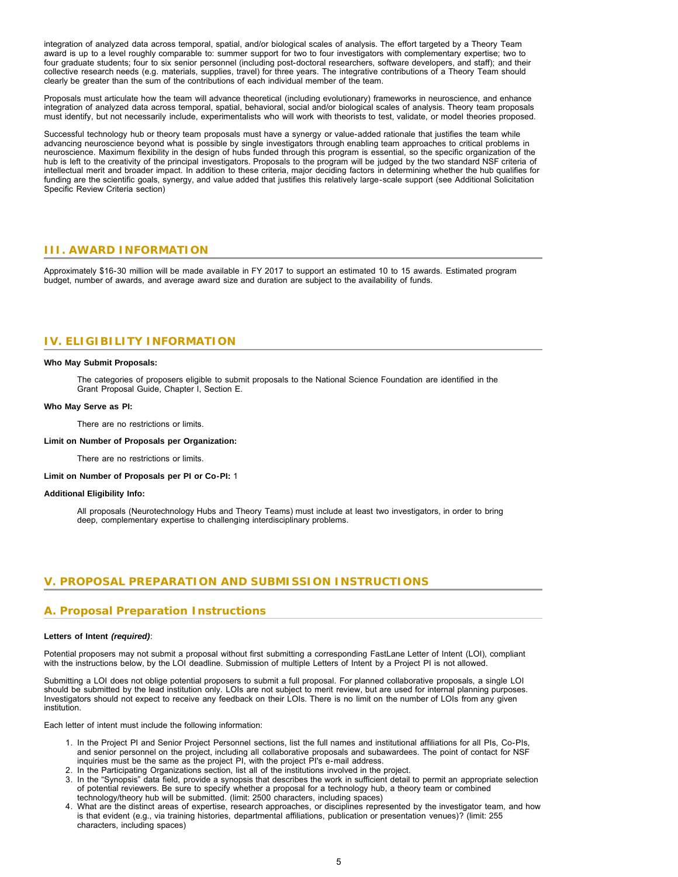integration of analyzed data across temporal, spatial, and/or biological scales of analysis. The effort targeted by a Theory Team award is up to a level roughly comparable to: summer support for two to four investigators with complementary expertise; two to four graduate students; four to six senior personnel (including post-doctoral researchers, software developers, and staff); and their collective research needs (e.g. materials, supplies, travel) for three years. The integrative contributions of a Theory Team should clearly be greater than the sum of the contributions of each individual member of the team.

Proposals must articulate how the team will advance theoretical (including evolutionary) frameworks in neuroscience, and enhance integration of analyzed data across temporal, spatial, behavioral, social and/or biological scales of analysis. Theory team proposals must identify, but not necessarily include, experimentalists who will work with theorists to test, validate, or model theories proposed.

Successful technology hub or theory team proposals must have a synergy or value-added rationale that justifies the team while advancing neuroscience beyond what is possible by single investigators through enabling team approaches to critical problems in neuroscience. Maximum flexibility in the design of hubs funded through this program is essential, so the specific organization of the hub is left to the creativity of the principal investigators. Proposals to the program will be judged by the two standard NSF criteria of intellectual merit and broader impact. In addition to these criteria, major deciding factors in determining whether the hub qualifies for funding are the scientific goals, synergy, and value added that justifies this relatively large-scale support (see Additional Solicitation Specific Review Criteria section)

## III. AWARD INFORMATION

Approximately $16-30 million will be made available in FY 2017 to support an estimated 10 to 15 awards. Estimated program budget, number of awards, and average award size and duration are subject to the availability of funds.

## IV. ELIGIBILITY INFORMATION

**Who May Submit Proposals:**

The categories of proposers eligible to submit proposals to the National Science Foundation are identified in the Grant Proposal Guide, Chapter I, Section E.

**Who May Serve as PI:**

There are no restrictions or limits.

**Limit on Number of Proposals per Organization:**

There are no restrictions or limits.

**Limit on Number of Proposals per PI or Co-PI:** 1

**Additional Eligibility Info:**

All proposals (Neurotechnology Hubs and Theory Teams) must include at least two investigators, in order to bring deep, complementary expertise to challenging interdisciplinary problems.

## V. PROPOSAL PREPARATION AND SUBMISSION INSTRUCTIONS

### A. Proposal Preparation Instructions

**Letters of Intent *(required)***:

Potential proposers may not submit a proposal without first submitting a corresponding FastLane Letter of Intent (LOI), compliant with the instructions below, by the LOI deadline. Submission of multiple Letters of Intent by a Project PI is not allowed.

Submitting a LOI does not oblige potential proposers to submit a full proposal. For planned collaborative proposals, a single LOI should be submitted by the lead institution only. LOIs are not subject to merit review, but are used for internal planning purposes. Investigators should not expect to receive any feedback on their LOIs. There is no limit on the number of LOIs from any given institution.

Each letter of intent must include the following information:

1. In the Project PI and Senior Project Personnel sections, list the full names and institutional affiliations for all PIs, Co-PIs, and senior personnel on the project, including all collaborative proposals and subawardees. The point of contact for NSF inquiries must be the same as the project PI, with the project PI's e-mail address.
2. In the Participating Organizations section, list all of the institutions involved in the project.
3. In the "Synopsis" data field, provide a synopsis that describes the work in sufficient detail to permit an appropriate selection of potential reviewers. Be sure to specify whether a proposal for a technology hub, a theory team or combined technology/theory hub will be submitted. (limit: 2500 characters, including spaces)
4. What are the distinct areas of expertise, research approaches, or disciplines represented by the investigator team, and how is that evident (e.g., via training histories, departmental affiliations, publication or presentation venues)? (limit: 255 characters, including spaces)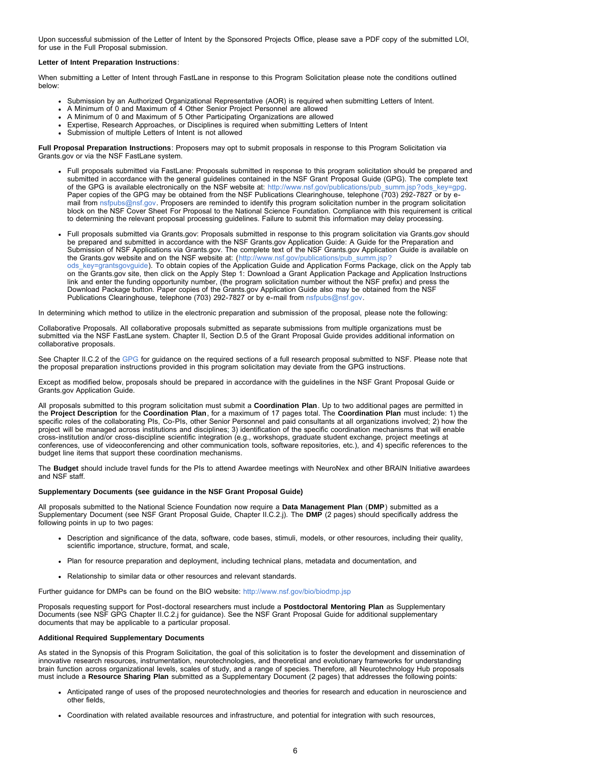Upon successful submission of the Letter of Intent by the Sponsored Projects Office, please save a PDF copy of the submitted LOI, for use in the Full Proposal submission.

**Letter of Intent Preparation Instructions**:

When submitting a Letter of Intent through FastLane in response to this Program Solicitation please note the conditions outlined below:

- Submission by an Authorized Organizational Representative (AOR) is required when submitting Letters of Intent.
- A Minimum of 0 and Maximum of 4 Other Senior Project Personnel are allowed
- A Minimum of 0 and Maximum of 5 Other Participating Organizations are allowed
- Expertise, Research Approaches, or Disciplines is required when submitting Letters of Intent
- Submission of multiple Letters of Intent is not allowed

**Full Proposal Preparation Instructions**: Proposers may opt to submit proposals in response to this Program Solicitation via Grants.gov or via the NSF FastLane system.

- Full proposals submitted via FastLane: Proposals submitted in response to this program solicitation should be prepared and submitted in accordance with the general guidelines contained in the NSF Grant Proposal Guide (GPG). The complete text of the GPG is available electronically on the NSF website at: http://www.nsf.gov/publications/pub_summ.jsp?ods_key=gpg. Paper copies of the GPG may be obtained from the NSF Publications Clearinghouse, telephone (703) 292-7827 or by e-mail from nsfpubs@nsf.gov. Proposers are reminded to identify this program solicitation number in the program solicitation block on the NSF Cover Sheet For Proposal to the National Science Foundation. Compliance with this requirement is critical to determining the relevant proposal processing guidelines. Failure to submit this information may delay processing.

- Full proposals submitted via Grants.gov: Proposals submitted in response to this program solicitation via Grants.gov should be prepared and submitted in accordance with the NSF Grants.gov Application Guide: A Guide for the Preparation and Submission of NSF Applications via Grants.gov. The complete text of the NSF Grants.gov Application Guide is available on the Grants.gov website and on the NSF website at: (http://www.nsf.gov/publications/pub_summ.jsp?ods_key=grantsgovguide). To obtain copies of the Application Guide and Application Forms Package, click on the Apply tab on the Grants.gov site, then click on the Apply Step 1: Download a Grant Application Package and Application Instructions link and enter the funding opportunity number, (the program solicitation number without the NSF prefix) and press the Download Package button. Paper copies of the Grants.gov Application Guide also may be obtained from the NSF Publications Clearinghouse, telephone (703) 292-7827 or by e-mail from nsfpubs@nsf.gov.

In determining which method to utilize in the electronic preparation and submission of the proposal, please note the following:

Collaborative Proposals. All collaborative proposals submitted as separate submissions from multiple organizations must be submitted via the NSF FastLane system. Chapter II, Section D.5 of the Grant Proposal Guide provides additional information on collaborative proposals.

See Chapter II.C.2 of the GPG for guidance on the required sections of a full research proposal submitted to NSF. Please note that the proposal preparation instructions provided in this program solicitation may deviate from the GPG instructions.

Except as modified below, proposals should be prepared in accordance with the guidelines in the NSF Grant Proposal Guide or Grants.gov Application Guide.

All proposals submitted to this program solicitation must submit a **Coordination Plan**. Up to two additional pages are permitted in the **Project Description** for the **Coordination Plan**, for a maximum of 17 pages total. The **Coordination Plan** must include: 1) the specific roles of the collaborating PIs, Co-PIs, other Senior Personnel and paid consultants at all organizations involved; 2) how the project will be managed across institutions and disciplines; 3) identification of the specific coordination mechanisms that will enable cross-institution and/or cross-discipline scientific integration (e.g., workshops, graduate student exchange, project meetings at conferences, use of videoconferencing and other communication tools, software repositories, etc.), and 4) specific references to the budget line items that support these coordination mechanisms.

The **Budget** should include travel funds for the PIs to attend Awardee meetings with NeuroNex and other BRAIN Initiative awardees and NSF staff.

**Supplementary Documents (see guidance in the NSF Grant Proposal Guide)**

All proposals submitted to the National Science Foundation now require a **Data Management Plan** (**DMP**) submitted as a Supplementary Document (see NSF Grant Proposal Guide, Chapter II.C.2.j). The **DMP** (2 pages) should specifically address the following points in up to two pages:

- Description and significance of the data, software, code bases, stimuli, models, or other resources, including their quality, scientific importance, structure, format, and scale,

- Plan for resource preparation and deployment, including technical plans, metadata and documentation, and

- Relationship to similar data or other resources and relevant standards.

Further guidance for DMPs can be found on the BIO website: http://www.nsf.gov/bio/biodmp.jsp

Proposals requesting support for Post-doctoral researchers must include a **Postdoctoral Mentoring Plan** as Supplementary Documents (see NSF GPG Chapter II.C.2.j for guidance). See the NSF Grant Proposal Guide for additional supplementary documents that may be applicable to a particular proposal.

**Additional Required Supplementary Documents**

As stated in the Synopsis of this Program Solicitation, the goal of this solicitation is to foster the development and dissemination of innovative research resources, instrumentation, neurotechnologies, and theoretical and evolutionary frameworks for understanding brain function across organizational levels, scales of study, and a range of species. Therefore, all Neurotechnology Hub proposals must include a **Resource Sharing Plan** submitted as a Supplementary Document (2 pages) that addresses the following points:

- Anticipated range of uses of the proposed neurotechnologies and theories for research and education in neuroscience and other fields,

- Coordination with related available resources and infrastructure, and potential for integration with such resources,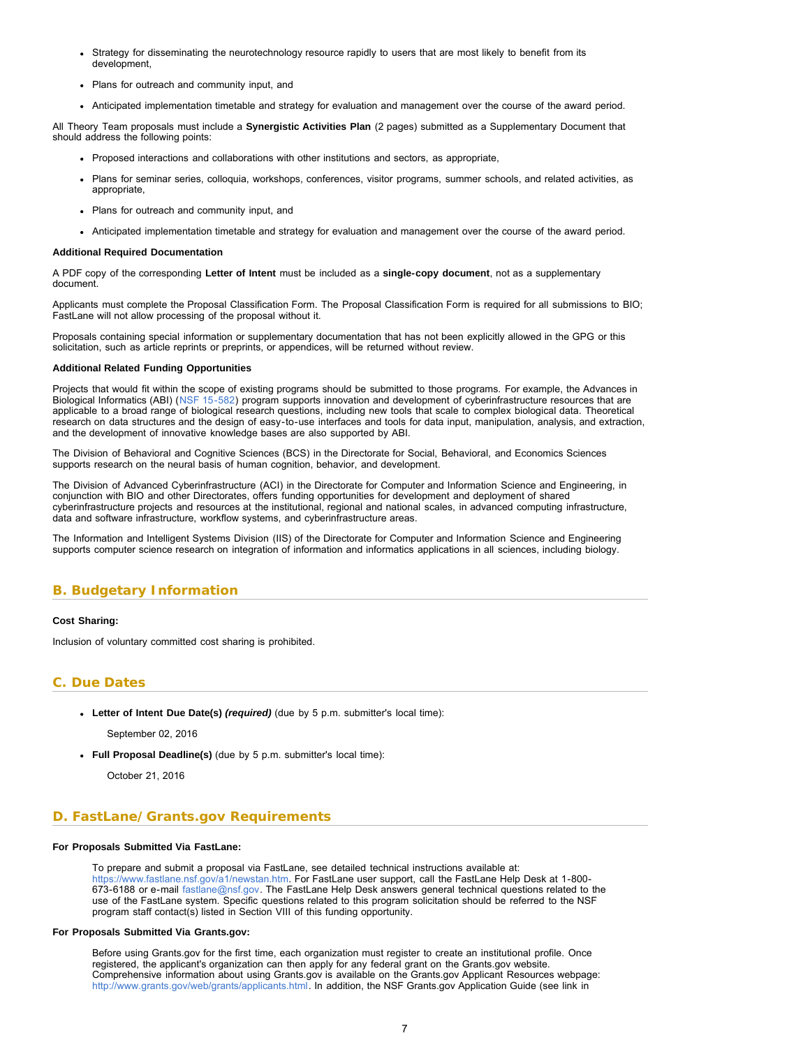- Strategy for disseminating the neurotechnology resource rapidly to users that are most likely to benefit from its development,
- Plans for outreach and community input, and
- Anticipated implementation timetable and strategy for evaluation and management over the course of the award period.

All Theory Team proposals must include a **Synergistic Activities Plan** (2 pages) submitted as a Supplementary Document that should address the following points:

- Proposed interactions and collaborations with other institutions and sectors, as appropriate,
- Plans for seminar series, colloquia, workshops, conferences, visitor programs, summer schools, and related activities, as appropriate,
- Plans for outreach and community input, and
- Anticipated implementation timetable and strategy for evaluation and management over the course of the award period.

**Additional Required Documentation**

A PDF copy of the corresponding **Letter of Intent** must be included as a **single-copy document**, not as a supplementary document.

Applicants must complete the Proposal Classification Form. The Proposal Classification Form is required for all submissions to BIO; FastLane will not allow processing of the proposal without it.

Proposals containing special information or supplementary documentation that has not been explicitly allowed in the GPG or this solicitation, such as article reprints or preprints, or appendices, will be returned without review.

**Additional Related Funding Opportunities**

Projects that would fit within the scope of existing programs should be submitted to those programs. For example, the Advances in Biological Informatics (ABI) (NSF 15-582) program supports innovation and development of cyberinfrastructure resources that are applicable to a broad range of biological research questions, including new tools that scale to complex biological data. Theoretical research on data structures and the design of easy-to-use interfaces and tools for data input, manipulation, analysis, and extraction, and the development of innovative knowledge bases are also supported by ABI.

The Division of Behavioral and Cognitive Sciences (BCS) in the Directorate for Social, Behavioral, and Economics Sciences supports research on the neural basis of human cognition, behavior, and development.

The Division of Advanced Cyberinfrastructure (ACI) in the Directorate for Computer and Information Science and Engineering, in conjunction with BIO and other Directorates, offers funding opportunities for development and deployment of shared cyberinfrastructure projects and resources at the institutional, regional and national scales, in advanced computing infrastructure, data and software infrastructure, workflow systems, and cyberinfrastructure areas.

The Information and Intelligent Systems Division (IIS) of the Directorate for Computer and Information Science and Engineering supports computer science research on integration of information and informatics applications in all sciences, including biology.

## B. Budgetary Information

**Cost Sharing:**

Inclusion of voluntary committed cost sharing is prohibited.

## C. Due Dates

- **Letter of Intent Due Date(s)** ***(required)*** (due by 5 p.m. submitter's local time):

  September 02, 2016

- **Full Proposal Deadline(s)** (due by 5 p.m. submitter's local time):

  October 21, 2016

## D. FastLane/Grants.gov Requirements

**For Proposals Submitted Via FastLane:**

To prepare and submit a proposal via FastLane, see detailed technical instructions available at: https://www.fastlane.nsf.gov/a1/newstan.htm. For FastLane user support, call the FastLane Help Desk at 1-800-673-6188 or e-mail fastlane@nsf.gov. The FastLane Help Desk answers general technical questions related to the use of the FastLane system. Specific questions related to this program solicitation should be referred to the NSF program staff contact(s) listed in Section VIII of this funding opportunity.

**For Proposals Submitted Via Grants.gov:**

Before using Grants.gov for the first time, each organization must register to create an institutional profile. Once registered, the applicant's organization can then apply for any federal grant on the Grants.gov website. Comprehensive information about using Grants.gov is available on the Grants.gov Applicant Resources webpage: http://www.grants.gov/web/grants/applicants.html. In addition, the NSF Grants.gov Application Guide (see link in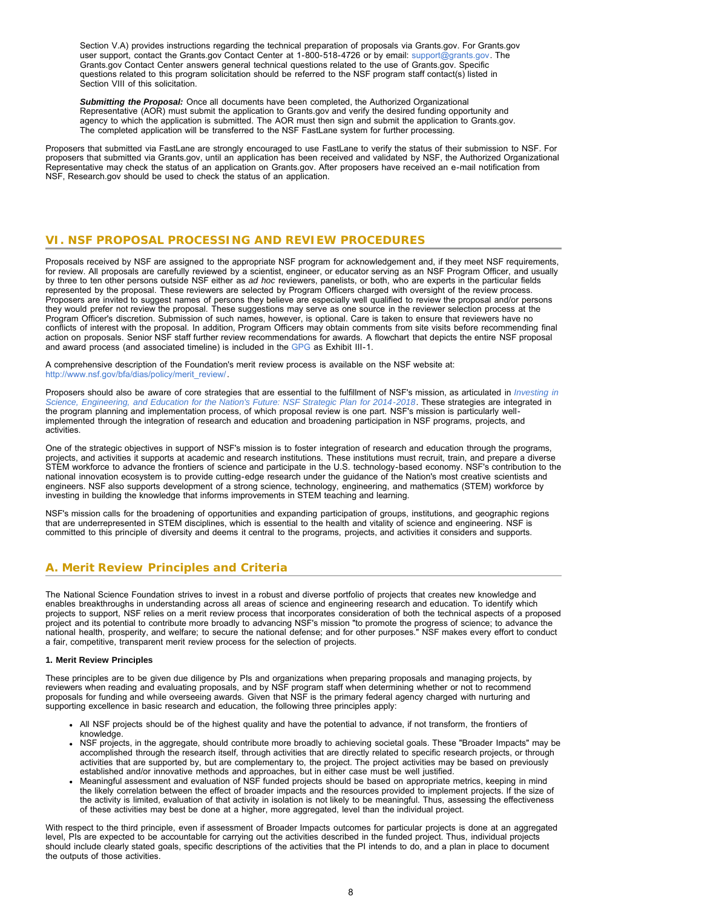Section V.A) provides instructions regarding the technical preparation of proposals via Grants.gov. For Grants.gov user support, contact the Grants.gov Contact Center at 1-800-518-4726 or by email: support@grants.gov. The Grants.gov Contact Center answers general technical questions related to the use of Grants.gov. Specific questions related to this program solicitation should be referred to the NSF program staff contact(s) listed in Section VIII of this solicitation.

***Submitting the Proposal:*** Once all documents have been completed, the Authorized Organizational Representative (AOR) must submit the application to Grants.gov and verify the desired funding opportunity and agency to which the application is submitted. The AOR must then sign and submit the application to Grants.gov. The completed application will be transferred to the NSF FastLane system for further processing.

Proposers that submitted via FastLane are strongly encouraged to use FastLane to verify the status of their submission to NSF. For proposers that submitted via Grants.gov, until an application has been received and validated by NSF, the Authorized Organizational Representative may check the status of an application on Grants.gov. After proposers have received an e-mail notification from NSF, Research.gov should be used to check the status of an application.

## VI. NSF PROPOSAL PROCESSING AND REVIEW PROCEDURES

Proposals received by NSF are assigned to the appropriate NSF program for acknowledgement and, if they meet NSF requirements, for review. All proposals are carefully reviewed by a scientist, engineer, or educator serving as an NSF Program Officer, and usually by three to ten other persons outside NSF either as *ad hoc* reviewers, panelists, or both, who are experts in the particular fields represented by the proposal. These reviewers are selected by Program Officers charged with oversight of the review process. Proposers are invited to suggest names of persons they believe are especially well qualified to review the proposal and/or persons they would prefer not review the proposal. These suggestions may serve as one source in the reviewer selection process at the Program Officer's discretion. Submission of such names, however, is optional. Care is taken to ensure that reviewers have no conflicts of interest with the proposal. In addition, Program Officers may obtain comments from site visits before recommending final action on proposals. Senior NSF staff further review recommendations for awards. A flowchart that depicts the entire NSF proposal and award process (and associated timeline) is included in the GPG as Exhibit III-1.

A comprehensive description of the Foundation's merit review process is available on the NSF website at: http://www.nsf.gov/bfa/dias/policy/merit_review/.

Proposers should also be aware of core strategies that are essential to the fulfillment of NSF's mission, as articulated in *Investing in Science, Engineering, and Education for the Nation's Future: NSF Strategic Plan for 2014-2018*. These strategies are integrated in the program planning and implementation process, of which proposal review is one part. NSF's mission is particularly well-implemented through the integration of research and education and broadening participation in NSF programs, projects, and activities.

One of the strategic objectives in support of NSF's mission is to foster integration of research and education through the programs, projects, and activities it supports at academic and research institutions. These institutions must recruit, train, and prepare a diverse STEM workforce to advance the frontiers of science and participate in the U.S. technology-based economy. NSF's contribution to the national innovation ecosystem is to provide cutting-edge research under the guidance of the Nation's most creative scientists and engineers. NSF also supports development of a strong science, technology, engineering, and mathematics (STEM) workforce by investing in building the knowledge that informs improvements in STEM teaching and learning.

NSF's mission calls for the broadening of opportunities and expanding participation of groups, institutions, and geographic regions that are underrepresented in STEM disciplines, which is essential to the health and vitality of science and engineering. NSF is committed to this principle of diversity and deems it central to the programs, projects, and activities it considers and supports.

### A. Merit Review Principles and Criteria

The National Science Foundation strives to invest in a robust and diverse portfolio of projects that creates new knowledge and enables breakthroughs in understanding across all areas of science and engineering research and education. To identify which projects to support, NSF relies on a merit review process that incorporates consideration of both the technical aspects of a proposed project and its potential to contribute more broadly to advancing NSF's mission "to promote the progress of science; to advance the national health, prosperity, and welfare; to secure the national defense; and for other purposes." NSF makes every effort to conduct a fair, competitive, transparent merit review process for the selection of projects.

#### 1. Merit Review Principles

These principles are to be given due diligence by PIs and organizations when preparing proposals and managing projects, by reviewers when reading and evaluating proposals, and by NSF program staff when determining whether or not to recommend proposals for funding and while overseeing awards. Given that NSF is the primary federal agency charged with nurturing and supporting excellence in basic research and education, the following three principles apply:

- All NSF projects should be of the highest quality and have the potential to advance, if not transform, the frontiers of knowledge.
- NSF projects, in the aggregate, should contribute more broadly to achieving societal goals. These "Broader Impacts" may be accomplished through the research itself, through activities that are directly related to specific research projects, or through activities that are supported by, but are complementary to, the project. The project activities may be based on previously established and/or innovative methods and approaches, but in either case must be well justified.
- Meaningful assessment and evaluation of NSF funded projects should be based on appropriate metrics, keeping in mind the likely correlation between the effect of broader impacts and the resources provided to implement projects. If the size of the activity is limited, evaluation of that activity in isolation is not likely to be meaningful. Thus, assessing the effectiveness of these activities may best be done at a higher, more aggregated, level than the individual project.

With respect to the third principle, even if assessment of Broader Impacts outcomes for particular projects is done at an aggregated level, PIs are expected to be accountable for carrying out the activities described in the funded project. Thus, individual projects should include clearly stated goals, specific descriptions of the activities that the PI intends to do, and a plan in place to document the outputs of those activities.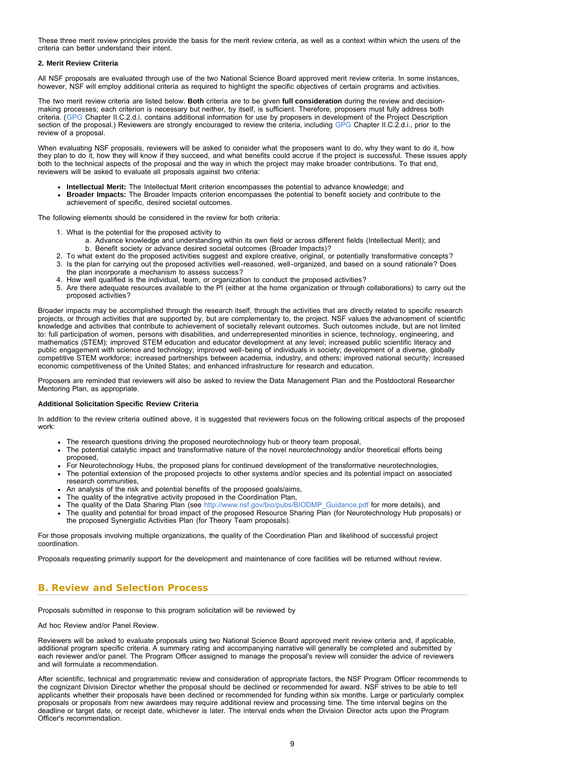These three merit review principles provide the basis for the merit review criteria, as well as a context within which the users of the criteria can better understand their intent.

**2. Merit Review Criteria**

All NSF proposals are evaluated through use of the two National Science Board approved merit review criteria. In some instances, however, NSF will employ additional criteria as required to highlight the specific objectives of certain programs and activities.

The two merit review criteria are listed below. **Both** criteria are to be given **full consideration** during the review and decision-making processes; each criterion is necessary but neither, by itself, is sufficient. Therefore, proposers must fully address both criteria. (GPG Chapter II.C.2.d.i. contains additional information for use by proposers in development of the Project Description section of the proposal.) Reviewers are strongly encouraged to review the criteria, including GPG Chapter II.C.2.d.i., prior to the review of a proposal.

When evaluating NSF proposals, reviewers will be asked to consider what the proposers want to do, why they want to do it, how they plan to do it, how they will know if they succeed, and what benefits could accrue if the project is successful. These issues apply both to the technical aspects of the proposal and the way in which the project may make broader contributions. To that end, reviewers will be asked to evaluate all proposals against two criteria:

- **Intellectual Merit:** The Intellectual Merit criterion encompasses the potential to advance knowledge; and
- **Broader Impacts:** The Broader Impacts criterion encompasses the potential to benefit society and contribute to the achievement of specific, desired societal outcomes.

The following elements should be considered in the review for both criteria:

1. What is the potential for the proposed activity to
   a. Advance knowledge and understanding within its own field or across different fields (Intellectual Merit); and
   b. Benefit society or advance desired societal outcomes (Broader Impacts)?
2. To what extent do the proposed activities suggest and explore creative, original, or potentially transformative concepts?
3. Is the plan for carrying out the proposed activities well-reasoned, well-organized, and based on a sound rationale? Does the plan incorporate a mechanism to assess success?
4. How well qualified is the individual, team, or organization to conduct the proposed activities?
5. Are there adequate resources available to the PI (either at the home organization or through collaborations) to carry out the proposed activities?

Broader impacts may be accomplished through the research itself, through the activities that are directly related to specific research projects, or through activities that are supported by, but are complementary to, the project. NSF values the advancement of scientific knowledge and activities that contribute to achievement of societally relevant outcomes. Such outcomes include, but are not limited to: full participation of women, persons with disabilities, and underrepresented minorities in science, technology, engineering, and mathematics (STEM); improved STEM education and educator development at any level; increased public scientific literacy and public engagement with science and technology; improved well-being of individuals in society; development of a diverse, globally competitive STEM workforce; increased partnerships between academia, industry, and others; improved national security; increased economic competitiveness of the United States; and enhanced infrastructure for research and education.

Proposers are reminded that reviewers will also be asked to review the Data Management Plan and the Postdoctoral Researcher Mentoring Plan, as appropriate.

**Additional Solicitation Specific Review Criteria**

In addition to the review criteria outlined above, it is suggested that reviewers focus on the following critical aspects of the proposed work:

- The research questions driving the proposed neurotechnology hub or theory team proposal,
- The potential catalytic impact and transformative nature of the novel neurotechnology and/or theoretical efforts being proposed,
- For Neurotechnology Hubs, the proposed plans for continued development of the transformative neurotechnologies,
- The potential extension of the proposed projects to other systems and/or species and its potential impact on associated research communities,
- An analysis of the risk and potential benefits of the proposed goals/aims,
- The quality of the integrative activity proposed in the Coordination Plan,
- The quality of the Data Sharing Plan (see http://www.nsf.gov/bio/pubs/BIODMP_Guidance.pdf for more details), and
- The quality and potential for broad impact of the proposed Resource Sharing Plan (for Neurotechnology Hub proposals) or the proposed Synergistic Activities Plan (for Theory Team proposals).

For those proposals involving multiple organizations, the quality of the Coordination Plan and likelihood of successful project coordination.

Proposals requesting primarily support for the development and maintenance of core facilities will be returned without review.

## B. Review and Selection Process

Proposals submitted in response to this program solicitation will be reviewed by

Ad hoc Review and/or Panel Review.

Reviewers will be asked to evaluate proposals using two National Science Board approved merit review criteria and, if applicable, additional program specific criteria. A summary rating and accompanying narrative will generally be completed and submitted by each reviewer and/or panel. The Program Officer assigned to manage the proposal's review will consider the advice of reviewers and will formulate a recommendation.

After scientific, technical and programmatic review and consideration of appropriate factors, the NSF Program Officer recommends to the cognizant Division Director whether the proposal should be declined or recommended for award. NSF strives to be able to tell applicants whether their proposals have been declined or recommended for funding within six months. Large or particularly complex proposals or proposals from new awardees may require additional review and processing time. The time interval begins on the deadline or target date, or receipt date, whichever is later. The interval ends when the Division Director acts upon the Program Officer's recommendation.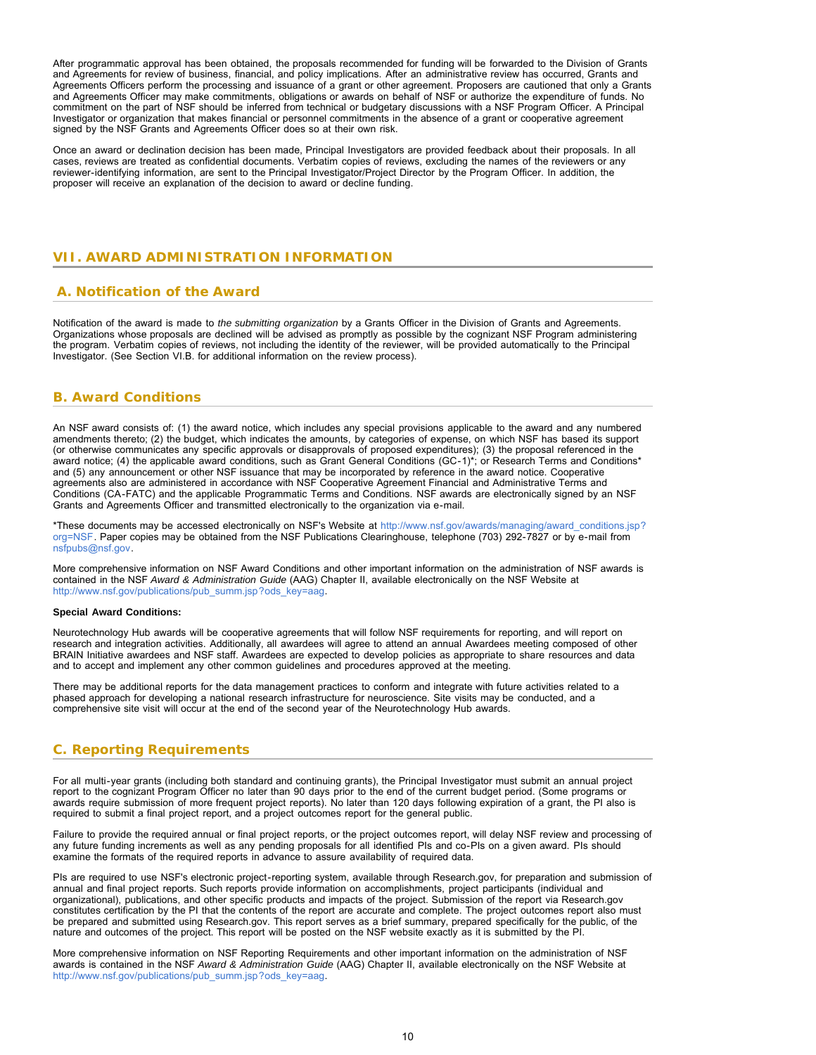After programmatic approval has been obtained, the proposals recommended for funding will be forwarded to the Division of Grants and Agreements for review of business, financial, and policy implications. After an administrative review has occurred, Grants and Agreements Officers perform the processing and issuance of a grant or other agreement. Proposers are cautioned that only a Grants and Agreements Officer may make commitments, obligations or awards on behalf of NSF or authorize the expenditure of funds. No commitment on the part of NSF should be inferred from technical or budgetary discussions with a NSF Program Officer. A Principal Investigator or organization that makes financial or personnel commitments in the absence of a grant or cooperative agreement signed by the NSF Grants and Agreements Officer does so at their own risk.

Once an award or declination decision has been made, Principal Investigators are provided feedback about their proposals. In all cases, reviews are treated as confidential documents. Verbatim copies of reviews, excluding the names of the reviewers or any reviewer-identifying information, are sent to the Principal Investigator/Project Director by the Program Officer. In addition, the proposer will receive an explanation of the decision to award or decline funding.

## VII. AWARD ADMINISTRATION INFORMATION

### A. Notification of the Award

Notification of the award is made to *the submitting organization* by a Grants Officer in the Division of Grants and Agreements. Organizations whose proposals are declined will be advised as promptly as possible by the cognizant NSF Program administering the program. Verbatim copies of reviews, not including the identity of the reviewer, will be provided automatically to the Principal Investigator. (See Section VI.B. for additional information on the review process).

### B. Award Conditions

An NSF award consists of: (1) the award notice, which includes any special provisions applicable to the award and any numbered amendments thereto; (2) the budget, which indicates the amounts, by categories of expense, on which NSF has based its support (or otherwise communicates any specific approvals or disapprovals of proposed expenditures); (3) the proposal referenced in the award notice; (4) the applicable award conditions, such as Grant General Conditions (GC-1)*; or Research Terms and Conditions* and (5) any announcement or other NSF issuance that may be incorporated by reference in the award notice. Cooperative agreements also are administered in accordance with NSF Cooperative Agreement Financial and Administrative Terms and Conditions (CA-FATC) and the applicable Programmatic Terms and Conditions. NSF awards are electronically signed by an NSF Grants and Agreements Officer and transmitted electronically to the organization via e-mail.

*These documents may be accessed electronically on NSF's Website at http://www.nsf.gov/awards/managing/award_conditions.jsp?org=NSF. Paper copies may be obtained from the NSF Publications Clearinghouse, telephone (703) 292-7827 or by e-mail from nsfpubs@nsf.gov.

More comprehensive information on NSF Award Conditions and other important information on the administration of NSF awards is contained in the NSF *Award & Administration Guide* (AAG) Chapter II, available electronically on the NSF Website at http://www.nsf.gov/publications/pub_summ.jsp?ods_key=aag.

**Special Award Conditions:**

Neurotechnology Hub awards will be cooperative agreements that will follow NSF requirements for reporting, and will report on research and integration activities. Additionally, all awardees will agree to attend an annual Awardees meeting composed of other BRAIN Initiative awardees and NSF staff. Awardees are expected to develop policies as appropriate to share resources and data and to accept and implement any other common guidelines and procedures approved at the meeting.

There may be additional reports for the data management practices to conform and integrate with future activities related to a phased approach for developing a national research infrastructure for neuroscience. Site visits may be conducted, and a comprehensive site visit will occur at the end of the second year of the Neurotechnology Hub awards.

### C. Reporting Requirements

For all multi-year grants (including both standard and continuing grants), the Principal Investigator must submit an annual project report to the cognizant Program Officer no later than 90 days prior to the end of the current budget period. (Some programs or awards require submission of more frequent project reports). No later than 120 days following expiration of a grant, the PI also is required to submit a final project report, and a project outcomes report for the general public.

Failure to provide the required annual or final project reports, or the project outcomes report, will delay NSF review and processing of any future funding increments as well as any pending proposals for all identified PIs and co-PIs on a given award. PIs should examine the formats of the required reports in advance to assure availability of required data.

PIs are required to use NSF's electronic project-reporting system, available through Research.gov, for preparation and submission of annual and final project reports. Such reports provide information on accomplishments, project participants (individual and organizational), publications, and other specific products and impacts of the project. Submission of the report via Research.gov constitutes certification by the PI that the contents of the report are accurate and complete. The project outcomes report also must be prepared and submitted using Research.gov. This report serves as a brief summary, prepared specifically for the public, of the nature and outcomes of the project. This report will be posted on the NSF website exactly as it is submitted by the PI.

More comprehensive information on NSF Reporting Requirements and other important information on the administration of NSF awards is contained in the NSF *Award & Administration Guide* (AAG) Chapter II, available electronically on the NSF Website at http://www.nsf.gov/publications/pub_summ.jsp?ods_key=aag.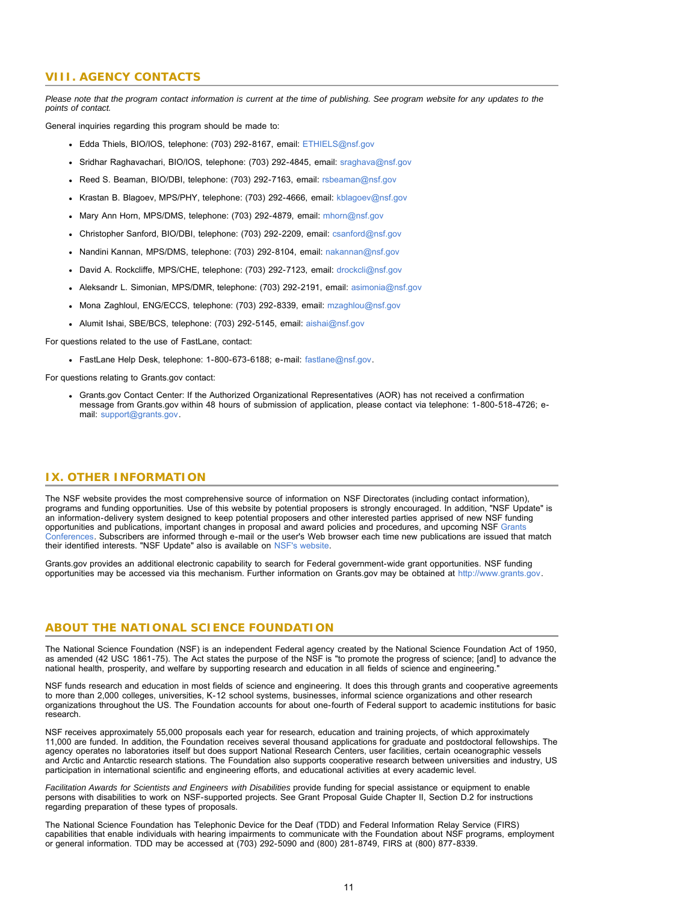## VIII. AGENCY CONTACTS

*Please note that the program contact information is current at the time of publishing. See program website for any updates to the points of contact.*

General inquiries regarding this program should be made to:

- Edda Thiels, BIO/IOS, telephone: (703) 292-8167, email: ETHIELS@nsf.gov
- Sridhar Raghavachari, BIO/IOS, telephone: (703) 292-4845, email: sraghava@nsf.gov
- Reed S. Beaman, BIO/DBI, telephone: (703) 292-7163, email: rsbeaman@nsf.gov
- Krastan B. Blagoev, MPS/PHY, telephone: (703) 292-4666, email: kblagoev@nsf.gov
- Mary Ann Horn, MPS/DMS, telephone: (703) 292-4879, email: mhorn@nsf.gov
- Christopher Sanford, BIO/DBI, telephone: (703) 292-2209, email: csanford@nsf.gov
- Nandini Kannan, MPS/DMS, telephone: (703) 292-8104, email: nakannan@nsf.gov
- David A. Rockcliffe, MPS/CHE, telephone: (703) 292-7123, email: drockcli@nsf.gov
- Aleksandr L. Simonian, MPS/DMR, telephone: (703) 292-2191, email: asimonia@nsf.gov
- Mona Zaghloul, ENG/ECCS, telephone: (703) 292-8339, email: mzaghlou@nsf.gov
- Alumit Ishai, SBE/BCS, telephone: (703) 292-5145, email: aishai@nsf.gov

For questions related to the use of FastLane, contact:

- FastLane Help Desk, telephone: 1-800-673-6188; e-mail: fastlane@nsf.gov.

For questions relating to Grants.gov contact:

- Grants.gov Contact Center: If the Authorized Organizational Representatives (AOR) has not received a confirmation message from Grants.gov within 48 hours of submission of application, please contact via telephone: 1-800-518-4726; e-mail: support@grants.gov.

## IX. OTHER INFORMATION

The NSF website provides the most comprehensive source of information on NSF Directorates (including contact information), programs and funding opportunities. Use of this website by potential proposers is strongly encouraged. In addition, "NSF Update" is an information-delivery system designed to keep potential proposers and other interested parties apprised of new NSF funding opportunities and publications, important changes in proposal and award policies and procedures, and upcoming NSF Grants Conferences. Subscribers are informed through e-mail or the user's Web browser each time new publications are issued that match their identified interests. "NSF Update" also is available on NSF's website.

Grants.gov provides an additional electronic capability to search for Federal government-wide grant opportunities. NSF funding opportunities may be accessed via this mechanism. Further information on Grants.gov may be obtained at http://www.grants.gov.

## ABOUT THE NATIONAL SCIENCE FOUNDATION

The National Science Foundation (NSF) is an independent Federal agency created by the National Science Foundation Act of 1950, as amended (42 USC 1861-75). The Act states the purpose of the NSF is "to promote the progress of science; [and] to advance the national health, prosperity, and welfare by supporting research and education in all fields of science and engineering."

NSF funds research and education in most fields of science and engineering. It does this through grants and cooperative agreements to more than 2,000 colleges, universities, K-12 school systems, businesses, informal science organizations and other research organizations throughout the US. The Foundation accounts for about one-fourth of Federal support to academic institutions for basic research.

NSF receives approximately 55,000 proposals each year for research, education and training projects, of which approximately 11,000 are funded. In addition, the Foundation receives several thousand applications for graduate and postdoctoral fellowships. The agency operates no laboratories itself but does support National Research Centers, user facilities, certain oceanographic vessels and Arctic and Antarctic research stations. The Foundation also supports cooperative research between universities and industry, US participation in international scientific and engineering efforts, and educational activities at every academic level.

*Facilitation Awards for Scientists and Engineers with Disabilities* provide funding for special assistance or equipment to enable persons with disabilities to work on NSF-supported projects. See Grant Proposal Guide Chapter II, Section D.2 for instructions regarding preparation of these types of proposals.

The National Science Foundation has Telephonic Device for the Deaf (TDD) and Federal Information Relay Service (FIRS) capabilities that enable individuals with hearing impairments to communicate with the Foundation about NSF programs, employment or general information. TDD may be accessed at (703) 292-5090 and (800) 281-8749, FIRS at (800) 877-8339.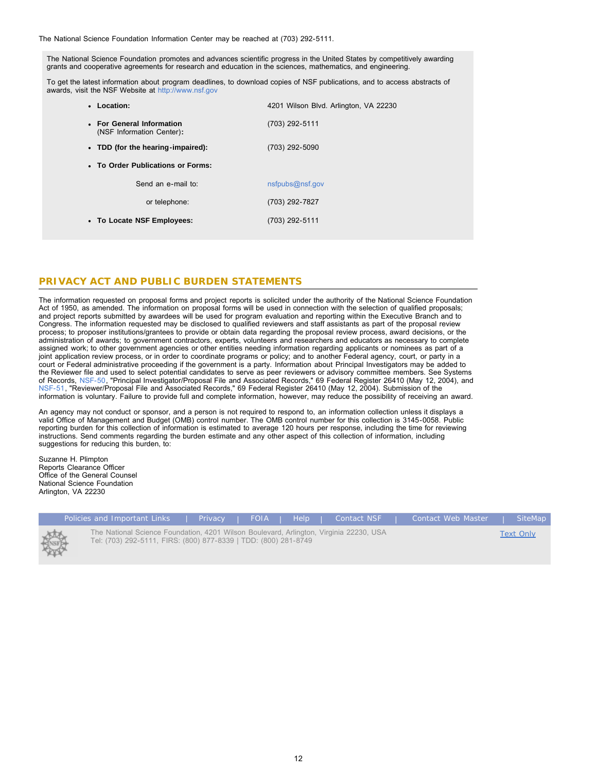The National Science Foundation Information Center may be reached at (703) 292-5111.

The National Science Foundation promotes and advances scientific progress in the United States by competitively awarding grants and cooperative agreements for research and education in the sciences, mathematics, and engineering.

To get the latest information about program deadlines, to download copies of NSF publications, and to access abstracts of awards, visit the NSF Website at http://www.nsf.gov

- **Location:** 4201 Wilson Blvd. Arlington, VA 22230
- **For General Information** (NSF Information Center)**:** (703) 292-5111
- **TDD (for the hearing-impaired):** (703) 292-5090
- **To Order Publications or Forms:**

  Send an e-mail to: nsfpubs@nsf.gov

  or telephone: (703) 292-7827
- **To Locate NSF Employees:** (703) 292-5111

## PRIVACY ACT AND PUBLIC BURDEN STATEMENTS

The information requested on proposal forms and project reports is solicited under the authority of the National Science Foundation Act of 1950, as amended. The information on proposal forms will be used in connection with the selection of qualified proposals; and project reports submitted by awardees will be used for program evaluation and reporting within the Executive Branch and to Congress. The information requested may be disclosed to qualified reviewers and staff assistants as part of the proposal review process; to proposer institutions/grantees to provide or obtain data regarding the proposal review process, award decisions, or the administration of awards; to government contractors, experts, volunteers and researchers and educators as necessary to complete assigned work; to other government agencies or other entities needing information regarding applicants or nominees as part of a joint application review process, or in order to coordinate programs or policy; and to another Federal agency, court, or party in a court or Federal administrative proceeding if the government is a party. Information about Principal Investigators may be added to the Reviewer file and used to select potential candidates to serve as peer reviewers or advisory committee members. See Systems of Records, NSF-50, "Principal Investigator/Proposal File and Associated Records," 69 Federal Register 26410 (May 12, 2004), and NSF-51, "Reviewer/Proposal File and Associated Records," 69 Federal Register 26410 (May 12, 2004). Submission of the information is voluntary. Failure to provide full and complete information, however, may reduce the possibility of receiving an award.

An agency may not conduct or sponsor, and a person is not required to respond to, an information collection unless it displays a valid Office of Management and Budget (OMB) control number. The OMB control number for this collection is 3145-0058. Public reporting burden for this collection of information is estimated to average 120 hours per response, including the time for reviewing instructions. Send comments regarding the burden estimate and any other aspect of this collection of information, including suggestions for reducing this burden, to:

Suzanne H. Plimpton
Reports Clearance Officer
Office of the General Counsel
National Science Foundation
Arlington, VA 22230

Policies and Important Links | Privacy | FOIA | Help | Contact NSF | Contact Web Master | SiteMap

The National Science Foundation, 4201 Wilson Boulevard, Arlington, Virginia 22230, USA
Tel: (703) 292-5111, FIRS: (800) 877-8339 | TDD: (800) 281-8749

Text Only